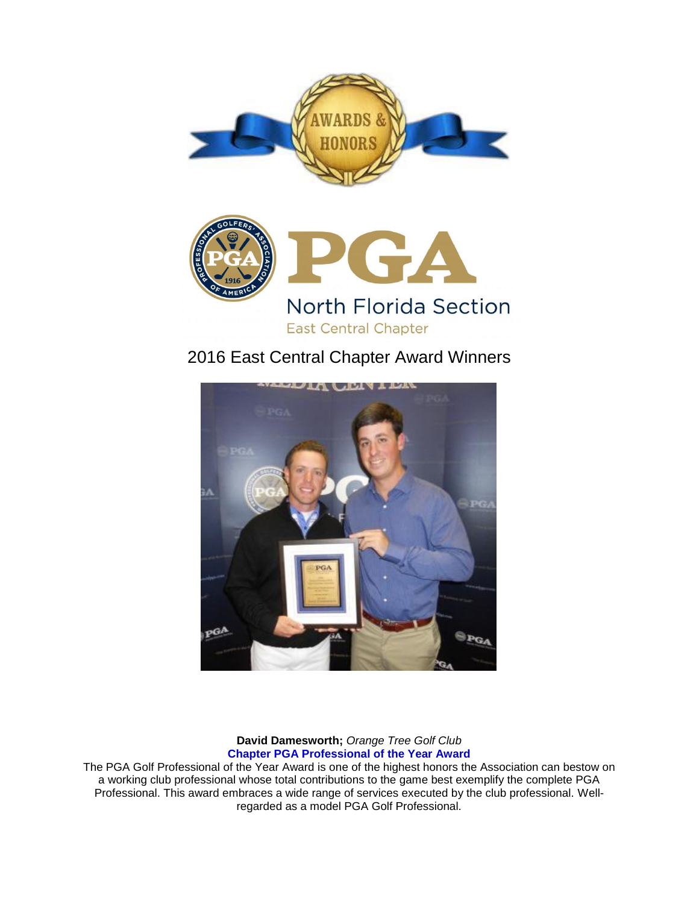PGA

North Florida Section

East Central Chapter

# 2016 East Central Chapter Award Winners

**David Damesworth;** *Orange Tree Golf Club*

**Chapter PGA Professional of the Year Award**

The PGA Golf Professional of the Year Award is one of the highest honors the Association can bestow on a working club professional whose total contributions to the game best exemplify the complete PGA Professional. This award embraces a wide range of services executed by the club professional. Well-regarded as a model PGA Golf Professional.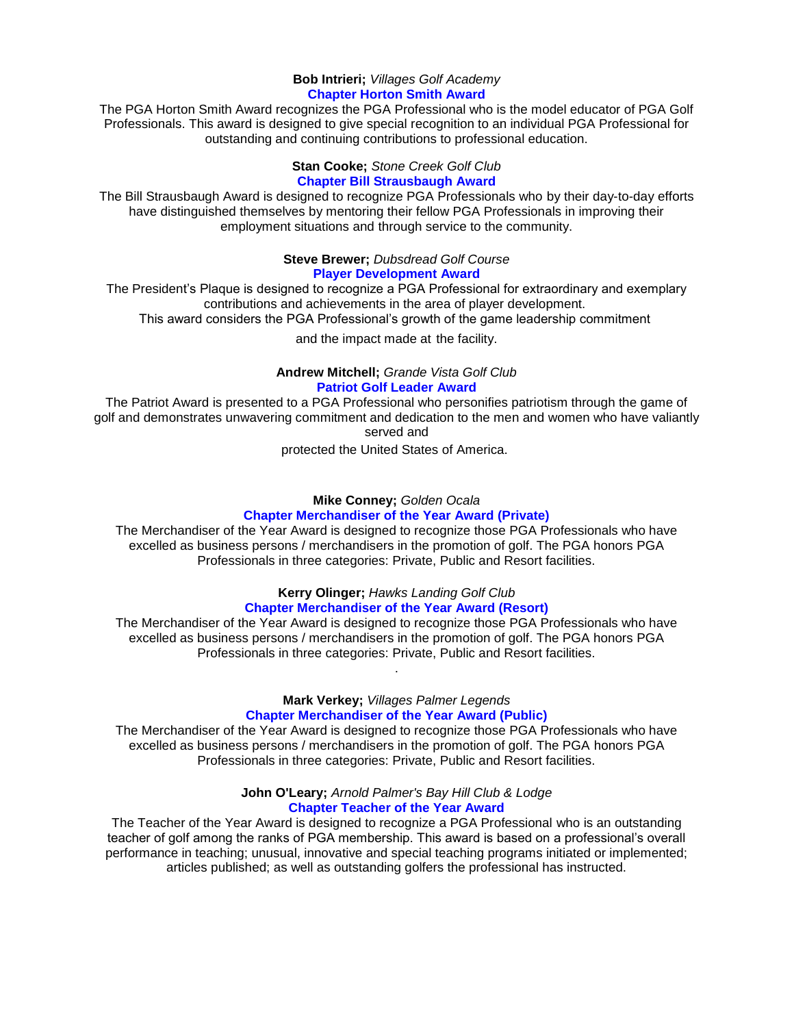**Bob Intrieri;** *Villages Golf Academy*

**Chapter Horton Smith Award**

The PGA Horton Smith Award recognizes the PGA Professional who is the model educator of PGA Golf Professionals. This award is designed to give special recognition to an individual PGA Professional for outstanding and continuing contributions to professional education.

**Stan Cooke;** *Stone Creek Golf Club*

**Chapter Bill Strausbaugh Award**

The Bill Strausbaugh Award is designed to recognize PGA Professionals who by their day-to-day efforts have distinguished themselves by mentoring their fellow PGA Professionals in improving their employment situations and through service to the community.

**Steve Brewer;** *Dubsdread Golf Course*

**Player Development Award**

The President's Plaque is designed to recognize a PGA Professional for extraordinary and exemplary contributions and achievements in the area of player development.
This award considers the PGA Professional's growth of the game leadership commitment and the impact made at the facility.

**Andrew Mitchell;** *Grande Vista Golf Club*

**Patriot Golf Leader Award**

The Patriot Award is presented to a PGA Professional who personifies patriotism through the game of golf and demonstrates unwavering commitment and dedication to the men and women who have valiantly served and protected the United States of America.

**Mike Conney;** *Golden Ocala*

**Chapter Merchandiser of the Year Award (Private)**

The Merchandiser of the Year Award is designed to recognize those PGA Professionals who have excelled as business persons / merchandisers in the promotion of golf. The PGA honors PGA Professionals in three categories: Private, Public and Resort facilities.

**Kerry Olinger;** *Hawks Landing Golf Club*

**Chapter Merchandiser of the Year Award (Resort)**

The Merchandiser of the Year Award is designed to recognize those PGA Professionals who have excelled as business persons / merchandisers in the promotion of golf. The PGA honors PGA Professionals in three categories: Private, Public and Resort facilities.

.

**Mark Verkey;** *Villages Palmer Legends*

**Chapter Merchandiser of the Year Award (Public)**

The Merchandiser of the Year Award is designed to recognize those PGA Professionals who have excelled as business persons / merchandisers in the promotion of golf. The PGA honors PGA Professionals in three categories: Private, Public and Resort facilities.

**John O'Leary;** *Arnold Palmer's Bay Hill Club & Lodge*

**Chapter Teacher of the Year Award**

The Teacher of the Year Award is designed to recognize a PGA Professional who is an outstanding teacher of golf among the ranks of PGA membership. This award is based on a professional's overall performance in teaching; unusual, innovative and special teaching programs initiated or implemented; articles published; as well as outstanding golfers the professional has instructed.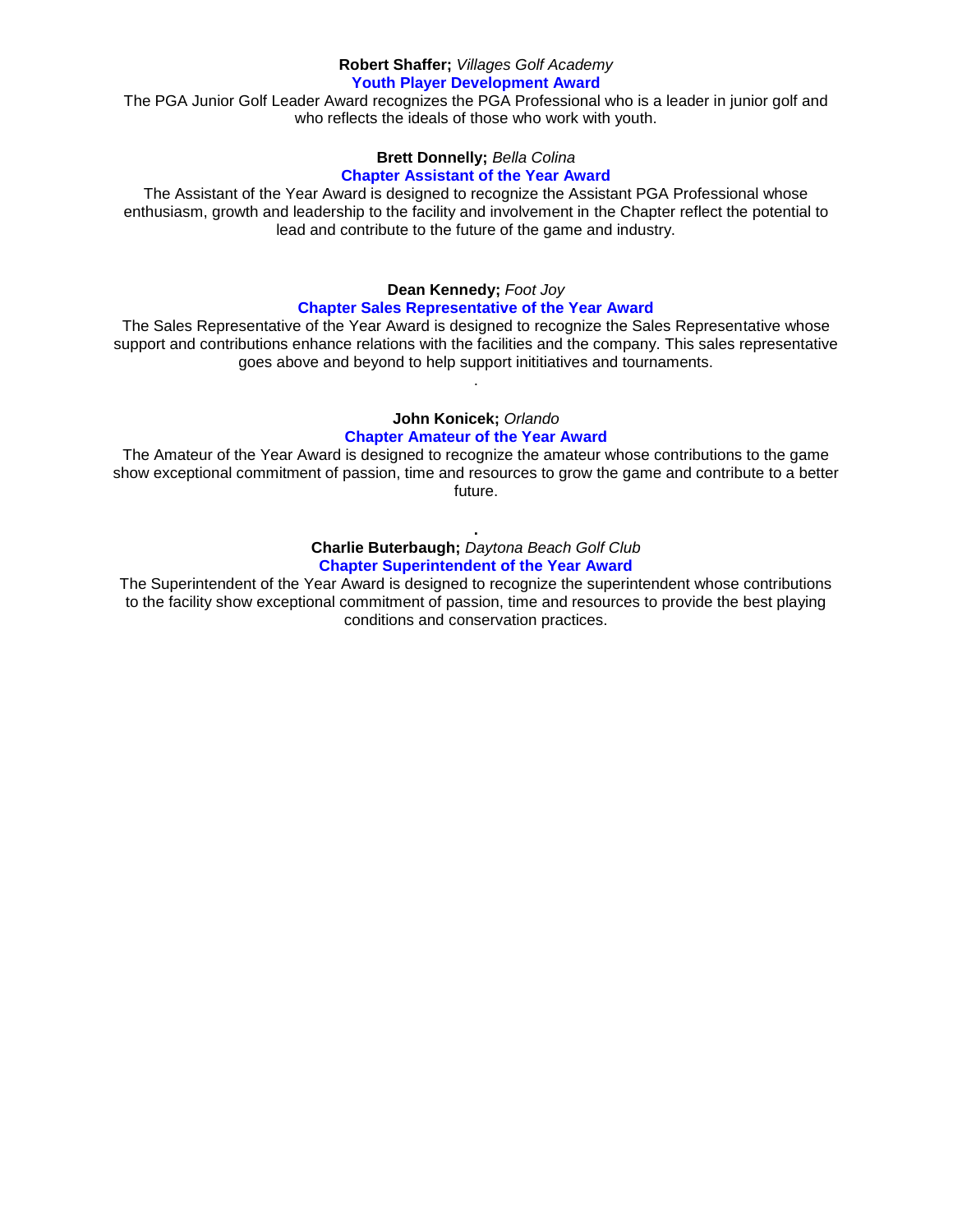**Robert Shaffer;** *Villages Golf Academy*

**Youth Player Development Award**

The PGA Junior Golf Leader Award recognizes the PGA Professional who is a leader in junior golf and who reflects the ideals of those who work with youth.

**Brett Donnelly;** *Bella Colina*

**Chapter Assistant of the Year Award**

The Assistant of the Year Award is designed to recognize the Assistant PGA Professional whose enthusiasm, growth and leadership to the facility and involvement in the Chapter reflect the potential to lead and contribute to the future of the game and industry.

**Dean Kennedy;** *Foot Joy*

**Chapter Sales Representative of the Year Award**

The Sales Representative of the Year Award is designed to recognize the Sales Representative whose support and contributions enhance relations with the facilities and the company. This sales representative goes above and beyond to help support inititiatives and tournaments.

.

**John Konicek;** *Orlando*

**Chapter Amateur of the Year Award**

The Amateur of the Year Award is designed to recognize the amateur whose contributions to the game show exceptional commitment of passion, time and resources to grow the game and contribute to a better future.

**.**

**Charlie Buterbaugh;** *Daytona Beach Golf Club*

**Chapter Superintendent of the Year Award**

The Superintendent of the Year Award is designed to recognize the superintendent whose contributions to the facility show exceptional commitment of passion, time and resources to provide the best playing conditions and conservation practices.